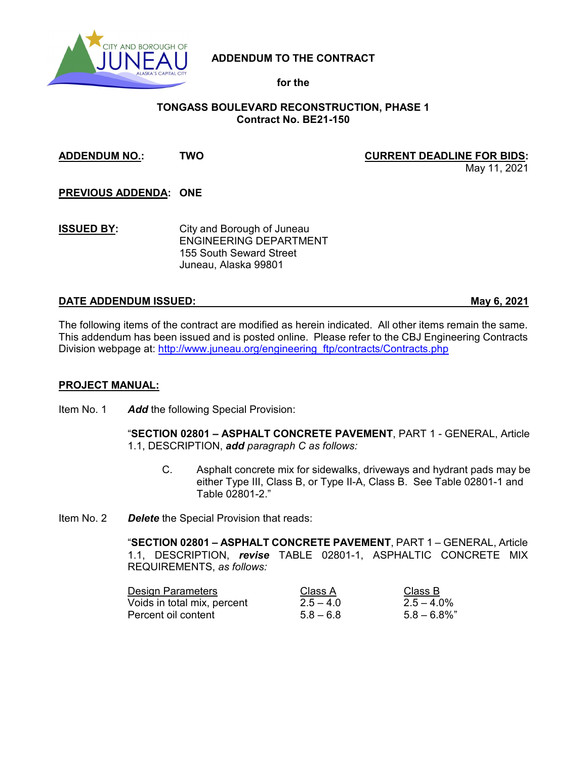**ADDENDUM TO THE CONTRACT**

**for the**

**TONGASS BOULEVARD RECONSTRUCTION, PHASE 1**
**Contract No. BE21-150**

**ADDENDUM NO.:** **TWO**

**CURRENT DEADLINE FOR BIDS:** May 11, 2021

**PREVIOUS ADDENDA:** **ONE**

**ISSUED BY:**
City and Borough of Juneau
ENGINEERING DEPARTMENT
155 South Seward Street
Juneau, Alaska 99801

**DATE ADDENDUM ISSUED:** **May 6, 2021**

The following items of the contract are modified as herein indicated. All other items remain the same. This addendum has been issued and is posted online. Please refer to the CBJ Engineering Contracts Division webpage at: http://www.juneau.org/engineering_ftp/contracts/Contracts.php

**PROJECT MANUAL:**

Item No. 1 ***Add*** the following Special Provision:

"**SECTION 02801 – ASPHALT CONCRETE PAVEMENT**, PART 1 - GENERAL, Article 1.1, DESCRIPTION, ***add*** *paragraph C as follows:*

C. Asphalt concrete mix for sidewalks, driveways and hydrant pads may be either Type III, Class B, or Type II-A, Class B. See Table 02801-1 and Table 02801-2."

Item No. 2 ***Delete*** the Special Provision that reads:

"**SECTION 02801 – ASPHALT CONCRETE PAVEMENT**, PART 1 – GENERAL, Article 1.1, DESCRIPTION, ***revise*** TABLE 02801-1, ASPHALTIC CONCRETE MIX REQUIREMENTS, *as follows:*

| Design Parameters | Class A | Class B |
|---|---|---|
| Voids in total mix, percent | 2.5 – 4.0 | 2.5 – 4.0% |
| Percent oil content | 5.8 – 6.8 | 5.8 – 6.8%" |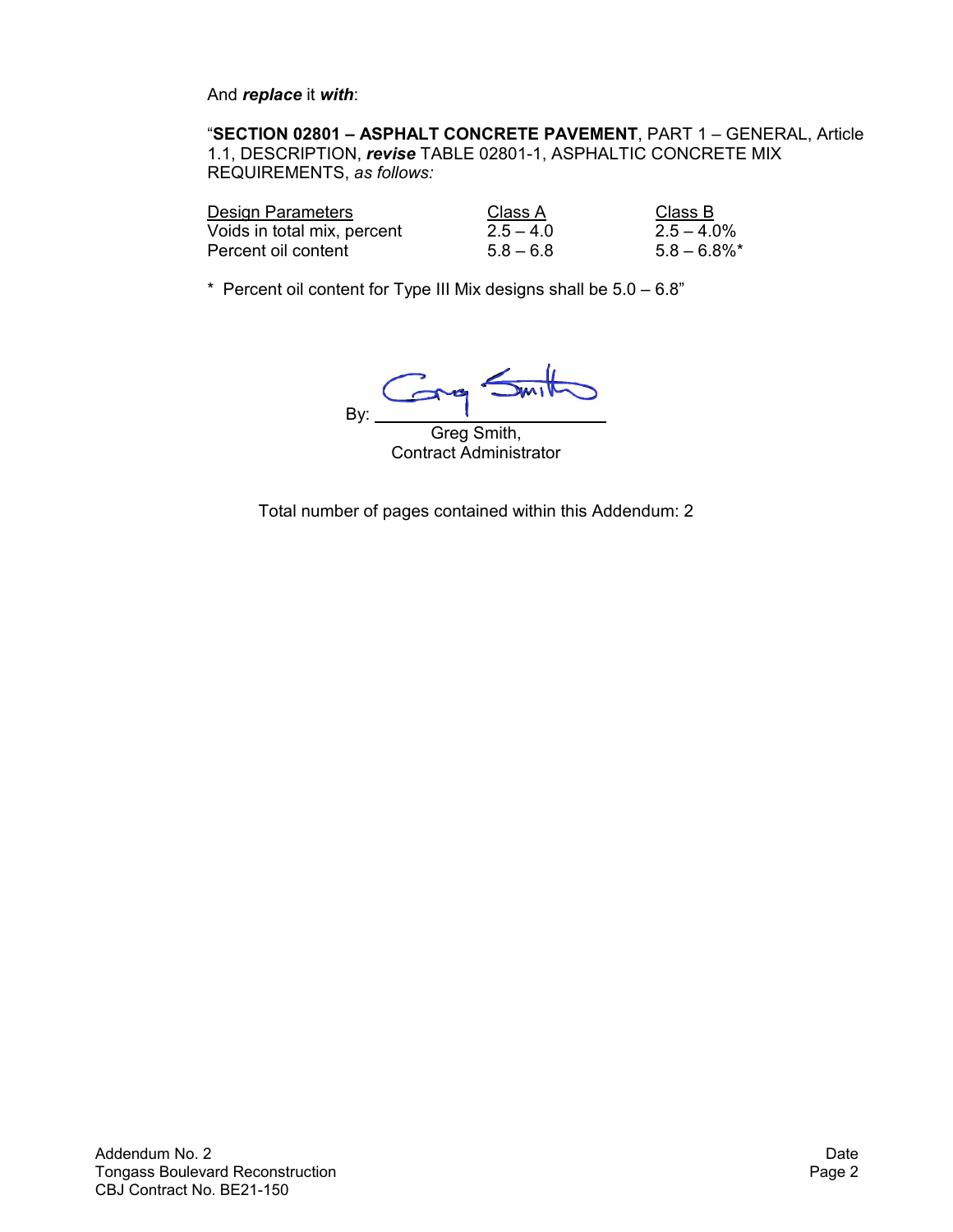And ***replace*** it ***with***:

"**SECTION 02801 – ASPHALT CONCRETE PAVEMENT**, PART 1 – GENERAL, Article 1.1, DESCRIPTION, ***revise*** TABLE 02801-1, ASPHALTIC CONCRETE MIX REQUIREMENTS, *as follows:*

| Design Parameters | Class A | Class B |
| --- | --- | --- |
| Voids in total mix, percent | 2.5 – 4.0 | 2.5 – 4.0% |
| Percent oil content | 5.8 – 6.8 | 5.8 – 6.8%* |

* Percent oil content for Type III Mix designs shall be 5.0 – 6.8"

By: ______________________
Greg Smith,
Contract Administrator

Total number of pages contained within this Addendum: 2

Addendum No. 2
Tongass Boulevard Reconstruction
CBJ Contract No. BE21-150

Date